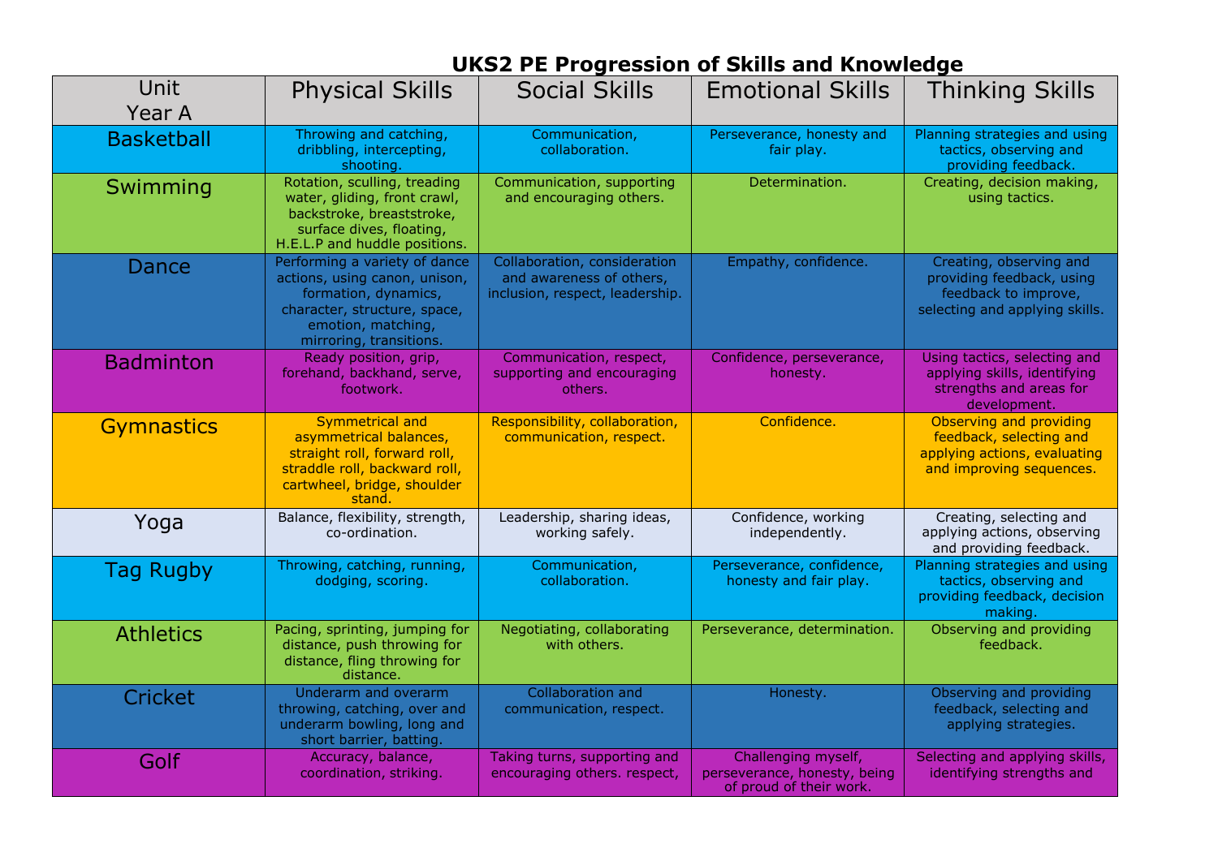# UKS2 PE Progression of Skills and Knowledge

| Unit Year A | Physical Skills | Social Skills | Emotional Skills | Thinking Skills |
|---|---|---|---|---|
| Basketball | Throwing and catching, dribbling, intercepting, shooting. | Communication, collaboration. | Perseverance, honesty and fair play. | Planning strategies and using tactics, observing and providing feedback. |
| Swimming | Rotation, sculling, treading water, gliding, front crawl, backstroke, breaststroke, surface dives, floating, H.E.L.P and huddle positions. | Communication, supporting and encouraging others. | Determination. | Creating, decision making, using tactics. |
| Dance | Performing a variety of dance actions, using canon, unison, formation, dynamics, character, structure, space, emotion, matching, mirroring, transitions. | Collaboration, consideration and awareness of others, inclusion, respect, leadership. | Empathy, confidence. | Creating, observing and providing feedback, using feedback to improve, selecting and applying skills. |
| Badminton | Ready position, grip, forehand, backhand, serve, footwork. | Communication, respect, supporting and encouraging others. | Confidence, perseverance, honesty. | Using tactics, selecting and applying skills, identifying strengths and areas for development. |
| Gymnastics | Symmetrical and asymmetrical balances, straight roll, forward roll, straddle roll, backward roll, cartwheel, bridge, shoulder stand. | Responsibility, collaboration, communication, respect. | Confidence. | Observing and providing feedback, selecting and applying actions, evaluating and improving sequences. |
| Yoga | Balance, flexibility, strength, co-ordination. | Leadership, sharing ideas, working safely. | Confidence, working independently. | Creating, selecting and applying actions, observing and providing feedback. |
| Tag Rugby | Throwing, catching, running, dodging, scoring. | Communication, collaboration. | Perseverance, confidence, honesty and fair play. | Planning strategies and using tactics, observing and providing feedback, decision making. |
| Athletics | Pacing, sprinting, jumping for distance, push throwing for distance, fling throwing for distance. | Negotiating, collaborating with others. | Perseverance, determination. | Observing and providing feedback. |
| Cricket | Underarm and overarm throwing, catching, over and underarm bowling, long and short barrier, batting. | Collaboration and communication, respect. | Honesty. | Observing and providing feedback, selecting and applying strategies. |
| Golf | Accuracy, balance, coordination, striking. | Taking turns, supporting and encouraging others. respect, | Challenging myself, perseverance, honesty, being of proud of their work. | Selecting and applying skills, identifying strengths and |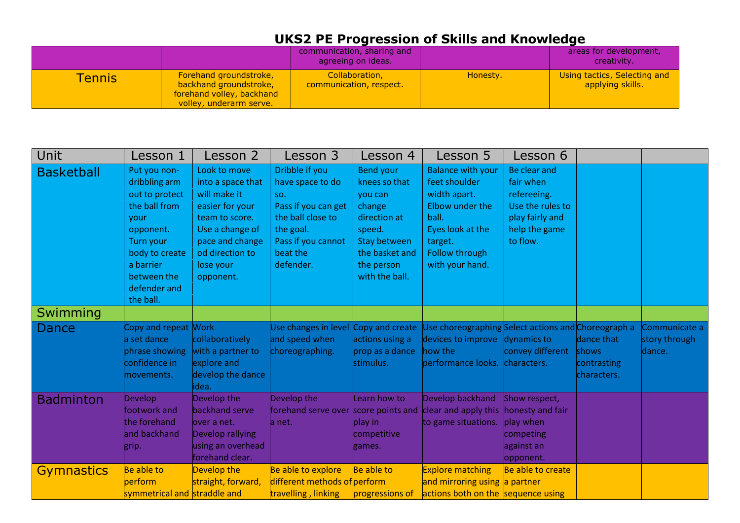# UKS2 PE Progression of Skills and Knowledge

| | | | | |
|---|---|---|---|---|
| | | communication, sharing and agreeing on ideas. | | areas for development, creativity. |
| Tennis | Forehand groundstroke, backhand groundstroke, forehand volley, backhand volley, underarm serve. | Collaboration, communication, respect. | Honesty. | Using tactics, Selecting and applying skills. |

| Unit | Lesson 1 | Lesson 2 | Lesson 3 | Lesson 4 | Lesson 5 | Lesson 6 | | |
|---|---|---|---|---|---|---|---|---|
| Basketball | Put you non-dribbling arm out to protect the ball from your opponent. Turn your body to create a barrier between the defender and the ball. | Look to move into a space that will make it easier for your team to score. Use a change of pace and change od direction to lose your opponent. | Dribble if you have space to do so. Pass if you can get the ball close to the goal. Pass if you cannot beat the defender. | Bend your knees so that you can change direction at speed. Stay between the basket and the person with the ball. | Balance with your feet shoulder width apart. Elbow under the ball. Eyes look at the target. Follow through with your hand. | Be clear and fair when refereeing. Use the rules to play fairly and help the game to flow. | | |
| Swimming | | | | | | | | |
| Dance | Copy and repeat a set dance phrase showing confidence in movements. | Work collaboratively with a partner to explore and develop the dance idea. | Use changes in level and speed when choreographing. | Copy and create actions using a prop as a dance stimulus. | Use choreographing devices to improve how the performance looks. | Select actions and dynamics to convey different characters. | Choreograph a dance that shows contrasting characters. | Communicate a story through dance. |
| Badminton | Develop footwork and the forehand and backhand grip. | Develop the backhand serve over a net. Develop rallying using an overhead forehand clear. | Develop the forehand serve over a net. | Learn how to score points and play in competitive games. | Develop backhand clear and apply this to game situations. | Show respect, honesty and fair play when competing against an opponent. | | |
| Gymnastics | Be able to perform symmetrical and | Develop the straight, forward, straddle and | Be able to explore different methods of travelling , linking | Be able to perform progressions of | Explore matching and mirroring using actions both on the | Be able to create a partner sequence using | | |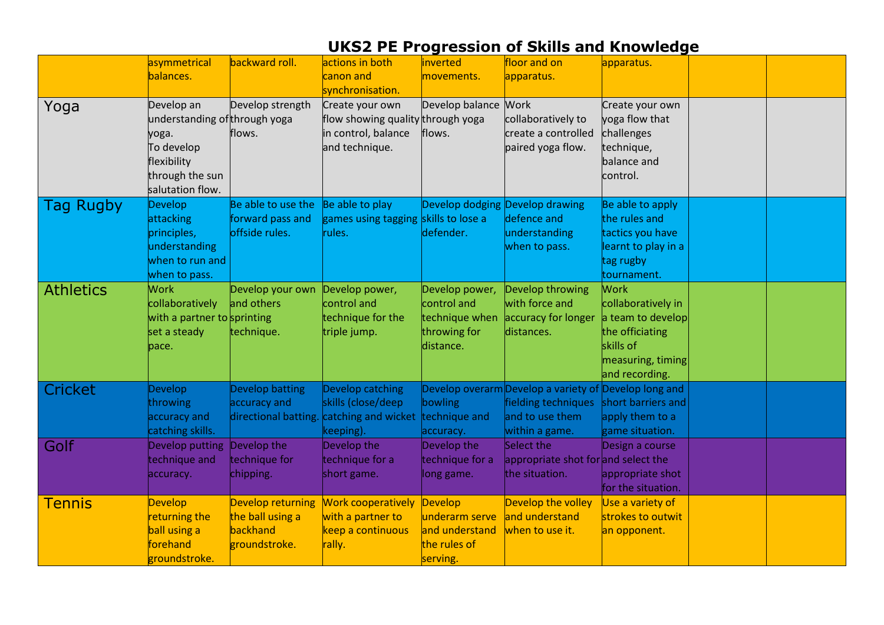# UKS2 PE Progression of Skills and Knowledge

| | | | | | | | | |
|---|---|---|---|---|---|---|---|---|
| | asymmetrical balances. | backward roll. | actions in both canon and synchronisation. | inverted movements. | floor and on apparatus. | apparatus. | | |
| Yoga | Develop an understanding of yoga. To develop flexibility through the sun salutation flow. | Develop strength through yoga flows. | Create your own flow showing quality in control, balance and technique. | Develop balance through yoga flows. | Work collaboratively to create a controlled paired yoga flow. | Create your own yoga flow that challenges technique, balance and control. | | |
| Tag Rugby | Develop attacking principles, understanding when to run and when to pass. | Be able to use the forward pass and offside rules. | Be able to play games using tagging rules. | Develop dodging skills to lose a defender. | Develop drawing defence and understanding when to pass. | Be able to apply the rules and tactics you have learnt to play in a tag rugby tournament. | | |
| Athletics | Work collaboratively with a partner to set a steady pace. | Develop your own and others sprinting technique. | Develop power, control and technique for the triple jump. | Develop power, control and technique when throwing for distance. | Develop throwing with force and accuracy for longer distances. | Work collaboratively in a team to develop the officiating skills of measuring, timing and recording. | | |
| Cricket | Develop throwing accuracy and catching skills. | Develop batting accuracy and directional batting. | Develop catching skills (close/deep catching and wicket keeping). | Develop overarm bowling technique and accuracy. | Develop a variety of fielding techniques and to use them within a game. | Develop long and short barriers and apply them to a game situation. | | |
| Golf | Develop putting technique and accuracy. | Develop the technique for chipping. | Develop the technique for a short game. | Develop the technique for a long game. | Select the appropriate shot for the situation. | Design a course and select the appropriate shot for the situation. | | |
| Tennis | Develop returning the ball using a forehand groundstroke. | Develop returning the ball using a backhand groundstroke. | Work cooperatively with a partner to keep a continuous rally. | Develop underarm serve and understand the rules of serving. | Develop the volley and understand when to use it. | Use a variety of strokes to outwit an opponent. | | |